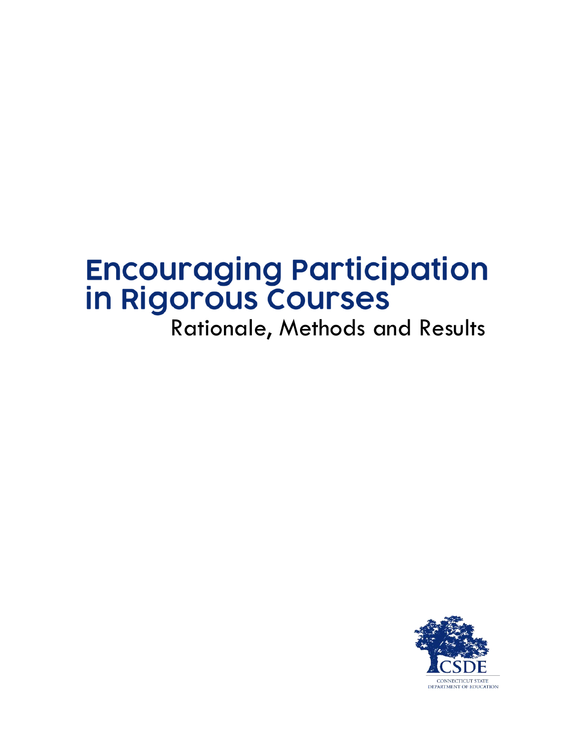# Encouraging Participation in Rigorous Courses

Rationale, Methods and Results

CSDE

CONNECTICUT STATE DEPARTMENT OF EDUCATION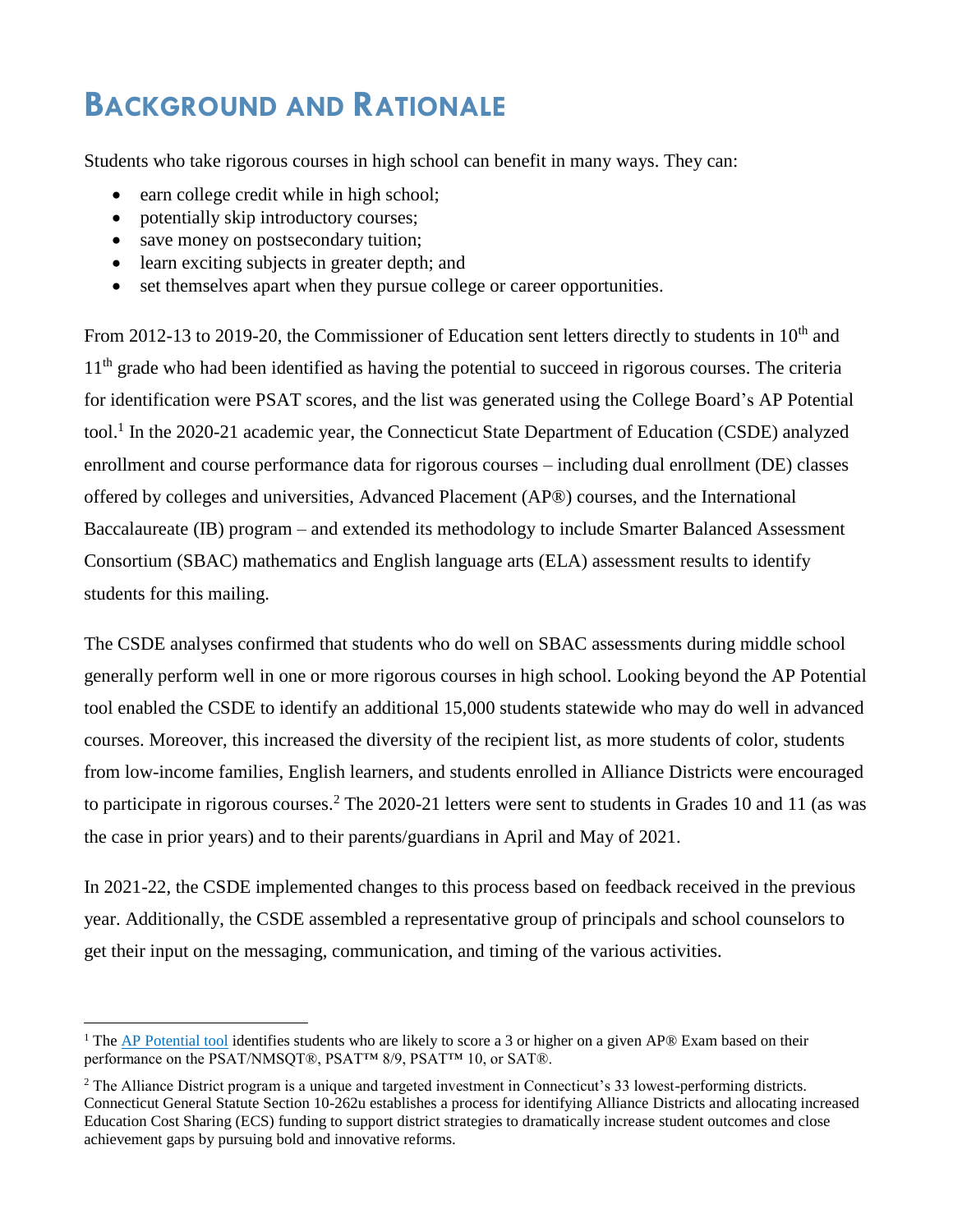# Background and Rationale

Students who take rigorous courses in high school can benefit in many ways. They can:

- earn college credit while in high school;
- potentially skip introductory courses;
- save money on postsecondary tuition;
- learn exciting subjects in greater depth; and
- set themselves apart when they pursue college or career opportunities.

From 2012-13 to 2019-20, the Commissioner of Education sent letters directly to students in 10th and 11th grade who had been identified as having the potential to succeed in rigorous courses. The criteria for identification were PSAT scores, and the list was generated using the College Board's AP Potential tool.[1] In the 2020-21 academic year, the Connecticut State Department of Education (CSDE) analyzed enrollment and course performance data for rigorous courses – including dual enrollment (DE) classes offered by colleges and universities, Advanced Placement (AP®) courses, and the International Baccalaureate (IB) program – and extended its methodology to include Smarter Balanced Assessment Consortium (SBAC) mathematics and English language arts (ELA) assessment results to identify students for this mailing.

The CSDE analyses confirmed that students who do well on SBAC assessments during middle school generally perform well in one or more rigorous courses in high school. Looking beyond the AP Potential tool enabled the CSDE to identify an additional 15,000 students statewide who may do well in advanced courses. Moreover, this increased the diversity of the recipient list, as more students of color, students from low-income families, English learners, and students enrolled in Alliance Districts were encouraged to participate in rigorous courses.[2] The 2020-21 letters were sent to students in Grades 10 and 11 (as was the case in prior years) and to their parents/guardians in April and May of 2021.

In 2021-22, the CSDE implemented changes to this process based on feedback received in the previous year. Additionally, the CSDE assembled a representative group of principals and school counselors to get their input on the messaging, communication, and timing of the various activities.

---

[1] The AP Potential tool identifies students who are likely to score a 3 or higher on a given AP® Exam based on their performance on the PSAT/NMSQT®, PSAT™ 8/9, PSAT™ 10, or SAT®.

[2] The Alliance District program is a unique and targeted investment in Connecticut's 33 lowest-performing districts. Connecticut General Statute Section 10-262u establishes a process for identifying Alliance Districts and allocating increased Education Cost Sharing (ECS) funding to support district strategies to dramatically increase student outcomes and close achievement gaps by pursuing bold and innovative reforms.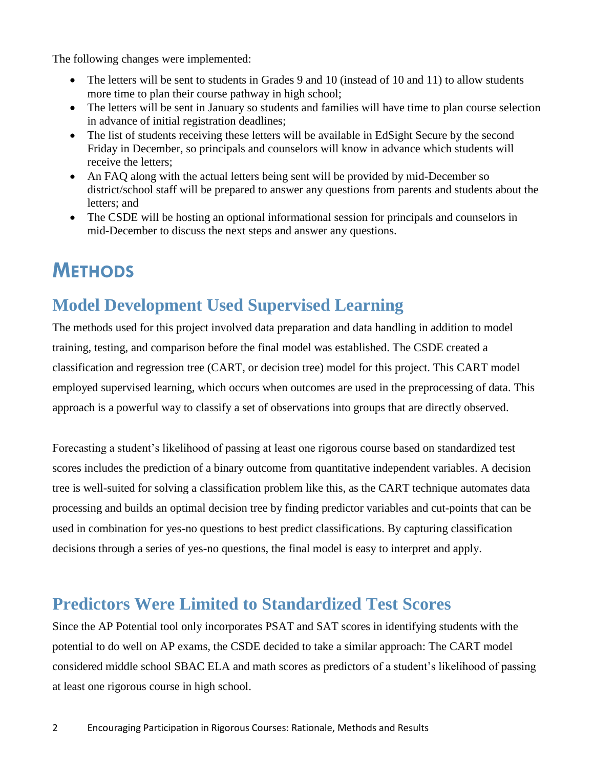The following changes were implemented:

- The letters will be sent to students in Grades 9 and 10 (instead of 10 and 11) to allow students more time to plan their course pathway in high school;
- The letters will be sent in January so students and families will have time to plan course selection in advance of initial registration deadlines;
- The list of students receiving these letters will be available in EdSight Secure by the second Friday in December, so principals and counselors will know in advance which students will receive the letters;
- An FAQ along with the actual letters being sent will be provided by mid-December so district/school staff will be prepared to answer any questions from parents and students about the letters; and
- The CSDE will be hosting an optional informational session for principals and counselors in mid-December to discuss the next steps and answer any questions.

# METHODS

## Model Development Used Supervised Learning

The methods used for this project involved data preparation and data handling in addition to model training, testing, and comparison before the final model was established. The CSDE created a classification and regression tree (CART, or decision tree) model for this project. This CART model employed supervised learning, which occurs when outcomes are used in the preprocessing of data. This approach is a powerful way to classify a set of observations into groups that are directly observed.

Forecasting a student's likelihood of passing at least one rigorous course based on standardized test scores includes the prediction of a binary outcome from quantitative independent variables. A decision tree is well-suited for solving a classification problem like this, as the CART technique automates data processing and builds an optimal decision tree by finding predictor variables and cut-points that can be used in combination for yes-no questions to best predict classifications. By capturing classification decisions through a series of yes-no questions, the final model is easy to interpret and apply.

## Predictors Were Limited to Standardized Test Scores

Since the AP Potential tool only incorporates PSAT and SAT scores in identifying students with the potential to do well on AP exams, the CSDE decided to take a similar approach: The CART model considered middle school SBAC ELA and math scores as predictors of a student's likelihood of passing at least one rigorous course in high school.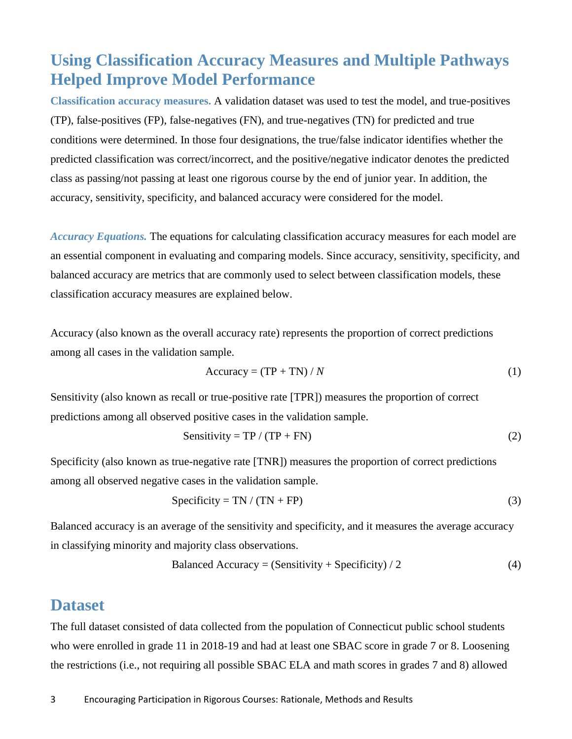## Using Classification Accuracy Measures and Multiple Pathways Helped Improve Model Performance

**Classification accuracy measures.** A validation dataset was used to test the model, and true-positives (TP), false-positives (FP), false-negatives (FN), and true-negatives (TN) for predicted and true conditions were determined. In those four designations, the true/false indicator identifies whether the predicted classification was correct/incorrect, and the positive/negative indicator denotes the predicted class as passing/not passing at least one rigorous course by the end of junior year. In addition, the accuracy, sensitivity, specificity, and balanced accuracy were considered for the model.

***Accuracy Equations.*** The equations for calculating classification accuracy measures for each model are an essential component in evaluating and comparing models. Since accuracy, sensitivity, specificity, and balanced accuracy are metrics that are commonly used to select between classification models, these classification accuracy measures are explained below.

Accuracy (also known as the overall accuracy rate) represents the proportion of correct predictions among all cases in the validation sample.

$$\text{Accuracy} = (\text{TP} + \text{TN}) / N \tag{1}$$

Sensitivity (also known as recall or true-positive rate [TPR]) measures the proportion of correct predictions among all observed positive cases in the validation sample.

$$\text{Sensitivity} = \text{TP} / (\text{TP} + \text{FN}) \tag{2}$$

Specificity (also known as true-negative rate [TNR]) measures the proportion of correct predictions among all observed negative cases in the validation sample.

$$\text{Specificity} = \text{TN} / (\text{TN} + \text{FP}) \tag{3}$$

Balanced accuracy is an average of the sensitivity and specificity, and it measures the average accuracy in classifying minority and majority class observations.

$$\text{Balanced Accuracy} = (\text{Sensitivity} + \text{Specificity}) / 2 \tag{4}$$

## Dataset

The full dataset consisted of data collected from the population of Connecticut public school students who were enrolled in grade 11 in 2018-19 and had at least one SBAC score in grade 7 or 8. Loosening the restrictions (i.e., not requiring all possible SBAC ELA and math scores in grades 7 and 8) allowed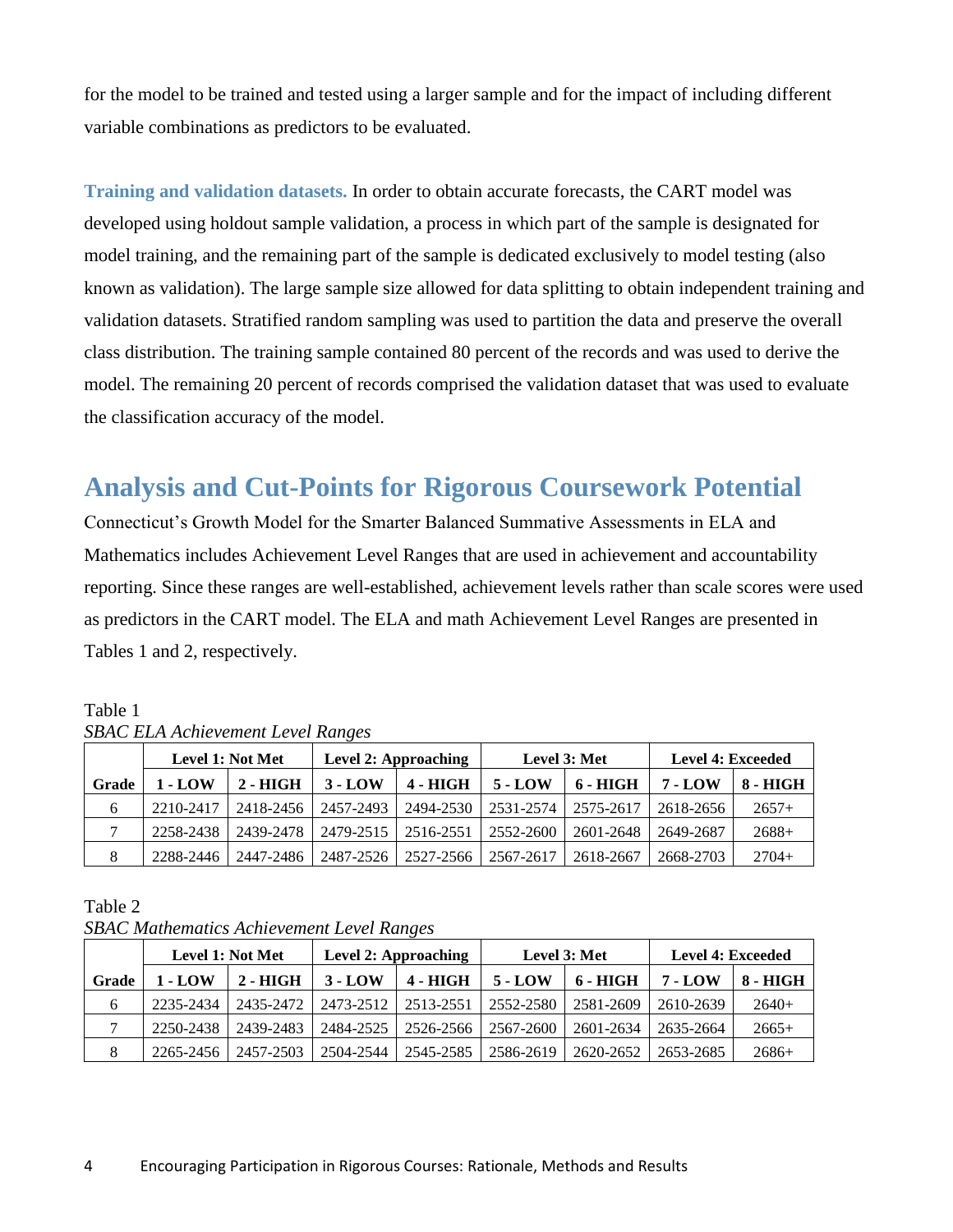for the model to be trained and tested using a larger sample and for the impact of including different variable combinations as predictors to be evaluated.

**Training and validation datasets.** In order to obtain accurate forecasts, the CART model was developed using holdout sample validation, a process in which part of the sample is designated for model training, and the remaining part of the sample is dedicated exclusively to model testing (also known as validation). The large sample size allowed for data splitting to obtain independent training and validation datasets. Stratified random sampling was used to partition the data and preserve the overall class distribution. The training sample contained 80 percent of the records and was used to derive the model. The remaining 20 percent of records comprised the validation dataset that was used to evaluate the classification accuracy of the model.

## Analysis and Cut-Points for Rigorous Coursework Potential

Connecticut's Growth Model for the Smarter Balanced Summative Assessments in ELA and Mathematics includes Achievement Level Ranges that are used in achievement and accountability reporting. Since these ranges are well-established, achievement levels rather than scale scores were used as predictors in the CART model. The ELA and math Achievement Level Ranges are presented in Tables 1 and 2, respectively.

Table 1
*SBAC ELA Achievement Level Ranges*

| | Level 1: Not Met | | Level 2: Approaching | | Level 3: Met | | Level 4: Exceeded | |
|---|---|---|---|---|---|---|---|---|
| **Grade** | **1 - LOW** | **2 - HIGH** | **3 - LOW** | **4 - HIGH** | **5 - LOW** | **6 - HIGH** | **7 - LOW** | **8 - HIGH** |
| 6 | 2210-2417 | 2418-2456 | 2457-2493 | 2494-2530 | 2531-2574 | 2575-2617 | 2618-2656 | 2657+ |
| 7 | 2258-2438 | 2439-2478 | 2479-2515 | 2516-2551 | 2552-2600 | 2601-2648 | 2649-2687 | 2688+ |
| 8 | 2288-2446 | 2447-2486 | 2487-2526 | 2527-2566 | 2567-2617 | 2618-2667 | 2668-2703 | 2704+ |

Table 2
*SBAC Mathematics Achievement Level Ranges*

| | Level 1: Not Met | | Level 2: Approaching | | Level 3: Met | | Level 4: Exceeded | |
|---|---|---|---|---|---|---|---|---|
| **Grade** | **1 - LOW** | **2 - HIGH** | **3 - LOW** | **4 - HIGH** | **5 - LOW** | **6 - HIGH** | **7 - LOW** | **8 - HIGH** |
| 6 | 2235-2434 | 2435-2472 | 2473-2512 | 2513-2551 | 2552-2580 | 2581-2609 | 2610-2639 | 2640+ |
| 7 | 2250-2438 | 2439-2483 | 2484-2525 | 2526-2566 | 2567-2600 | 2601-2634 | 2635-2664 | 2665+ |
| 8 | 2265-2456 | 2457-2503 | 2504-2544 | 2545-2585 | 2586-2619 | 2620-2652 | 2653-2685 | 2686+ |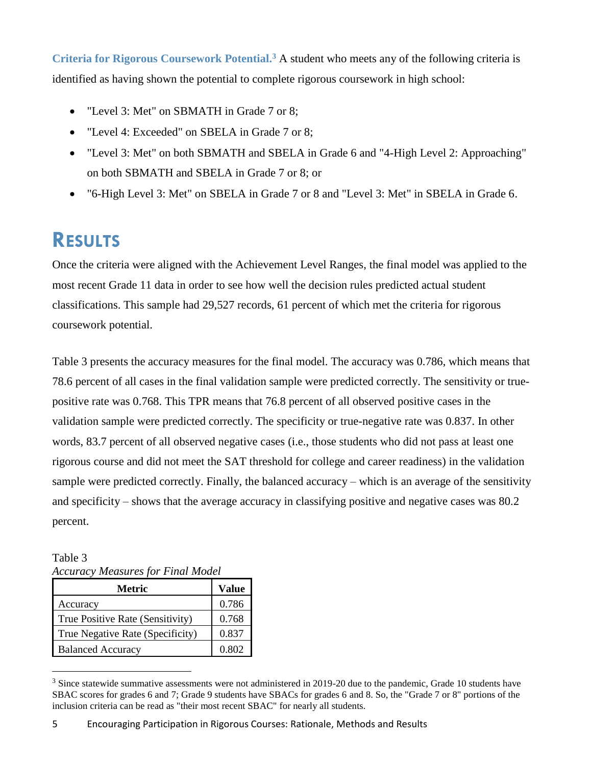**Criteria for Rigorous Coursework Potential.**[3] A student who meets any of the following criteria is identified as having shown the potential to complete rigorous coursework in high school:

- "Level 3: Met" on SBMATH in Grade 7 or 8;
- "Level 4: Exceeded" on SBELA in Grade 7 or 8;
- "Level 3: Met" on both SBMATH and SBELA in Grade 6 and "4-High Level 2: Approaching" on both SBMATH and SBELA in Grade 7 or 8; or
- "6-High Level 3: Met" on SBELA in Grade 7 or 8 and "Level 3: Met" in SBELA in Grade 6.

# Results

Once the criteria were aligned with the Achievement Level Ranges, the final model was applied to the most recent Grade 11 data in order to see how well the decision rules predicted actual student classifications. This sample had 29,527 records, 61 percent of which met the criteria for rigorous coursework potential.

Table 3 presents the accuracy measures for the final model. The accuracy was 0.786, which means that 78.6 percent of all cases in the final validation sample were predicted correctly. The sensitivity or true-positive rate was 0.768. This TPR means that 76.8 percent of all observed positive cases in the validation sample were predicted correctly. The specificity or true-negative rate was 0.837. In other words, 83.7 percent of all observed negative cases (i.e., those students who did not pass at least one rigorous course and did not meet the SAT threshold for college and career readiness) in the validation sample were predicted correctly. Finally, the balanced accuracy – which is an average of the sensitivity and specificity – shows that the average accuracy in classifying positive and negative cases was 80.2 percent.

Table 3
*Accuracy Measures for Final Model*

| Metric | Value |
|---|---|
| Accuracy | 0.786 |
| True Positive Rate (Sensitivity) | 0.768 |
| True Negative Rate (Specificity) | 0.837 |
| Balanced Accuracy | 0.802 |

[3] Since statewide summative assessments were not administered in 2019-20 due to the pandemic, Grade 10 students have SBAC scores for grades 6 and 7; Grade 9 students have SBACs for grades 6 and 8. So, the "Grade 7 or 8" portions of the inclusion criteria can be read as "their most recent SBAC" for nearly all students.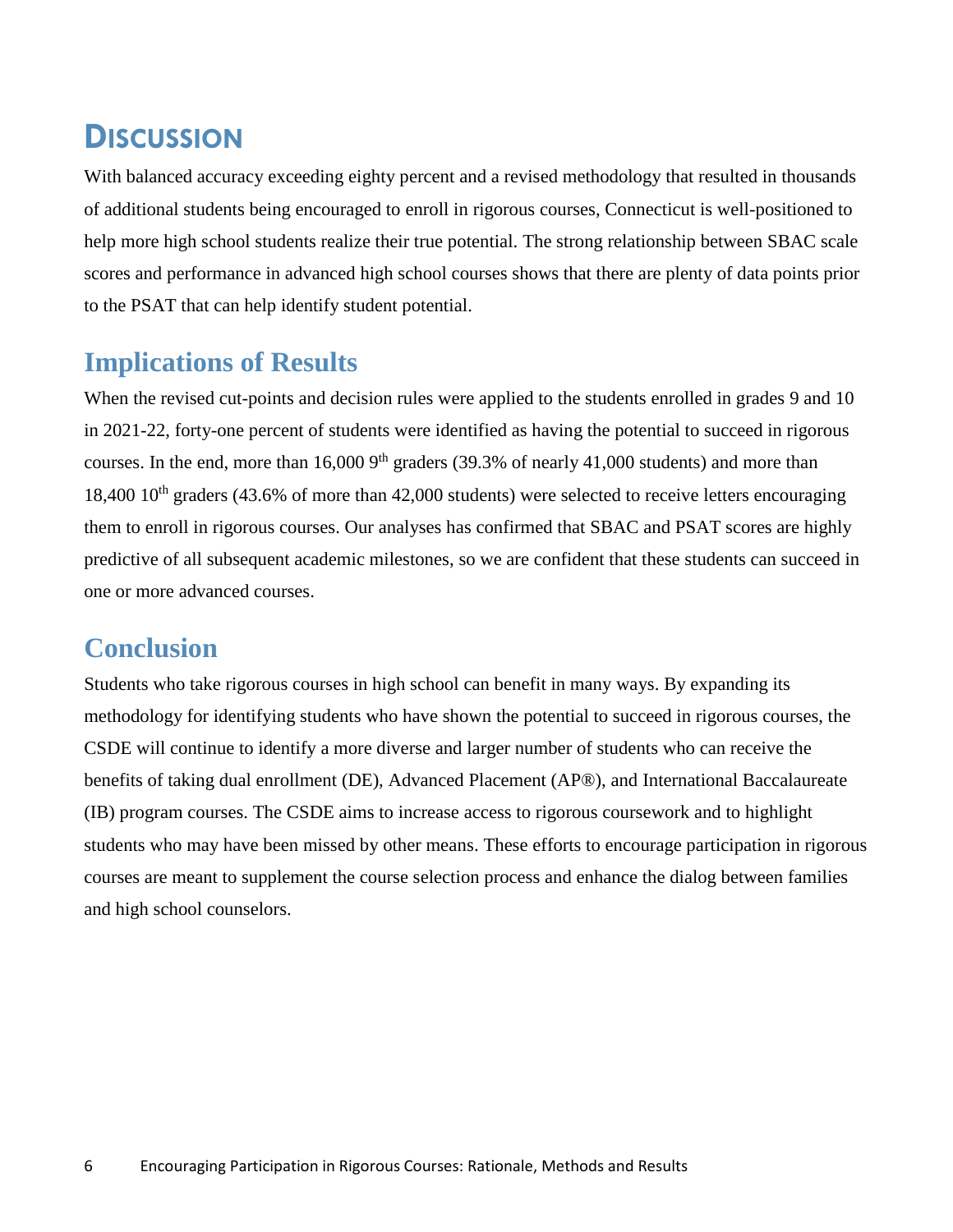# Discussion

With balanced accuracy exceeding eighty percent and a revised methodology that resulted in thousands of additional students being encouraged to enroll in rigorous courses, Connecticut is well-positioned to help more high school students realize their true potential. The strong relationship between SBAC scale scores and performance in advanced high school courses shows that there are plenty of data points prior to the PSAT that can help identify student potential.

## Implications of Results

When the revised cut-points and decision rules were applied to the students enrolled in grades 9 and 10 in 2021-22, forty-one percent of students were identified as having the potential to succeed in rigorous courses. In the end, more than 16,000 9th graders (39.3% of nearly 41,000 students) and more than 18,400 10th graders (43.6% of more than 42,000 students) were selected to receive letters encouraging them to enroll in rigorous courses. Our analyses has confirmed that SBAC and PSAT scores are highly predictive of all subsequent academic milestones, so we are confident that these students can succeed in one or more advanced courses.

## Conclusion

Students who take rigorous courses in high school can benefit in many ways. By expanding its methodology for identifying students who have shown the potential to succeed in rigorous courses, the CSDE will continue to identify a more diverse and larger number of students who can receive the benefits of taking dual enrollment (DE), Advanced Placement (AP®), and International Baccalaureate (IB) program courses. The CSDE aims to increase access to rigorous coursework and to highlight students who may have been missed by other means. These efforts to encourage participation in rigorous courses are meant to supplement the course selection process and enhance the dialog between families and high school counselors.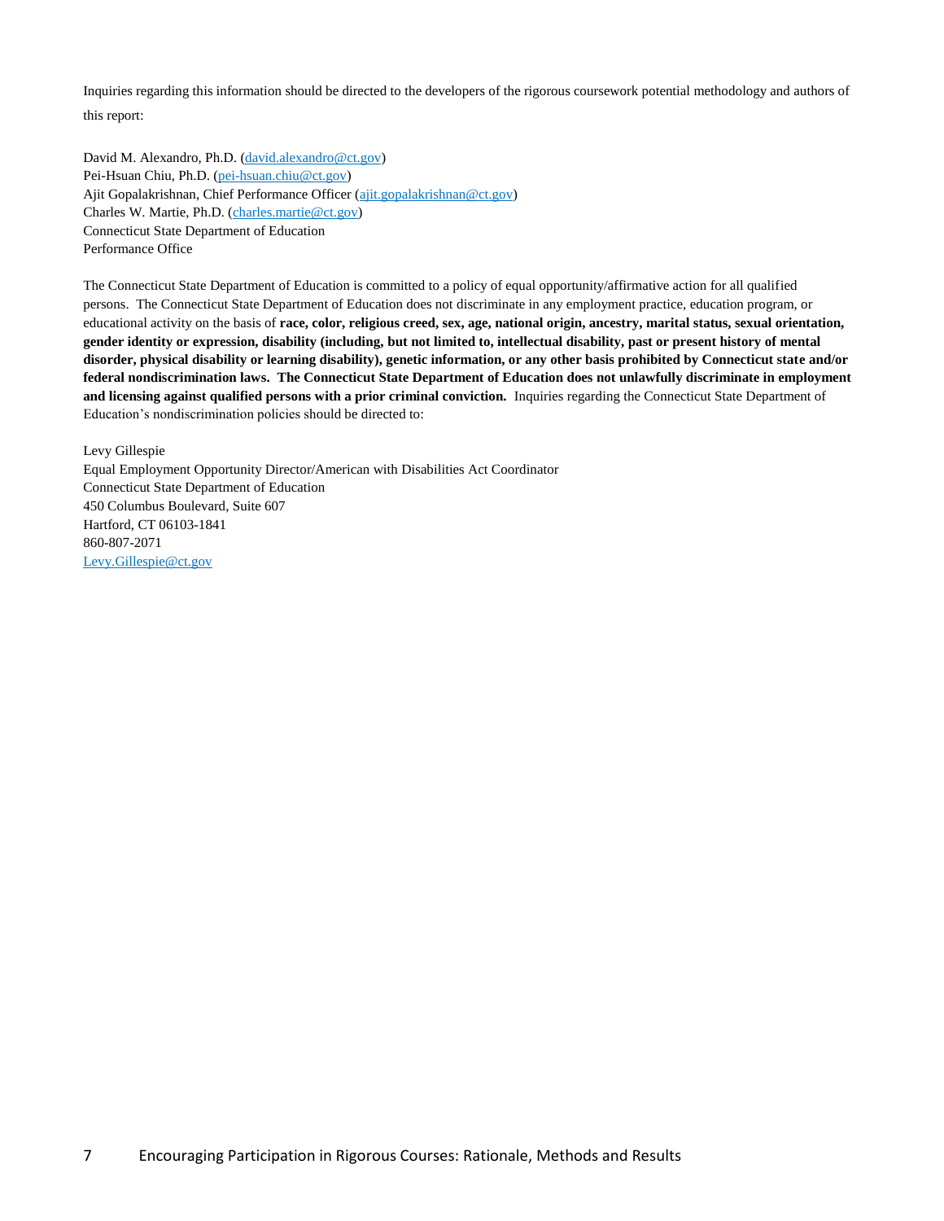Inquiries regarding this information should be directed to the developers of the rigorous coursework potential methodology and authors of this report:

David M. Alexandro, Ph.D. (david.alexandro@ct.gov)
Pei-Hsuan Chiu, Ph.D. (pei-hsuan.chiu@ct.gov)
Ajit Gopalakrishnan, Chief Performance Officer (ajit.gopalakrishnan@ct.gov)
Charles W. Martie, Ph.D. (charles.martie@ct.gov)
Connecticut State Department of Education
Performance Office

The Connecticut State Department of Education is committed to a policy of equal opportunity/affirmative action for all qualified persons. The Connecticut State Department of Education does not discriminate in any employment practice, education program, or educational activity on the basis of **race, color, religious creed, sex, age, national origin, ancestry, marital status, sexual orientation, gender identity or expression, disability (including, but not limited to, intellectual disability, past or present history of mental disorder, physical disability or learning disability), genetic information, or any other basis prohibited by Connecticut state and/or federal nondiscrimination laws. The Connecticut State Department of Education does not unlawfully discriminate in employment and licensing against qualified persons with a prior criminal conviction.** Inquiries regarding the Connecticut State Department of Education's nondiscrimination policies should be directed to:

Levy Gillespie
Equal Employment Opportunity Director/American with Disabilities Act Coordinator
Connecticut State Department of Education
450 Columbus Boulevard, Suite 607
Hartford, CT 06103-1841
860-807-2071
Levy.Gillespie@ct.gov